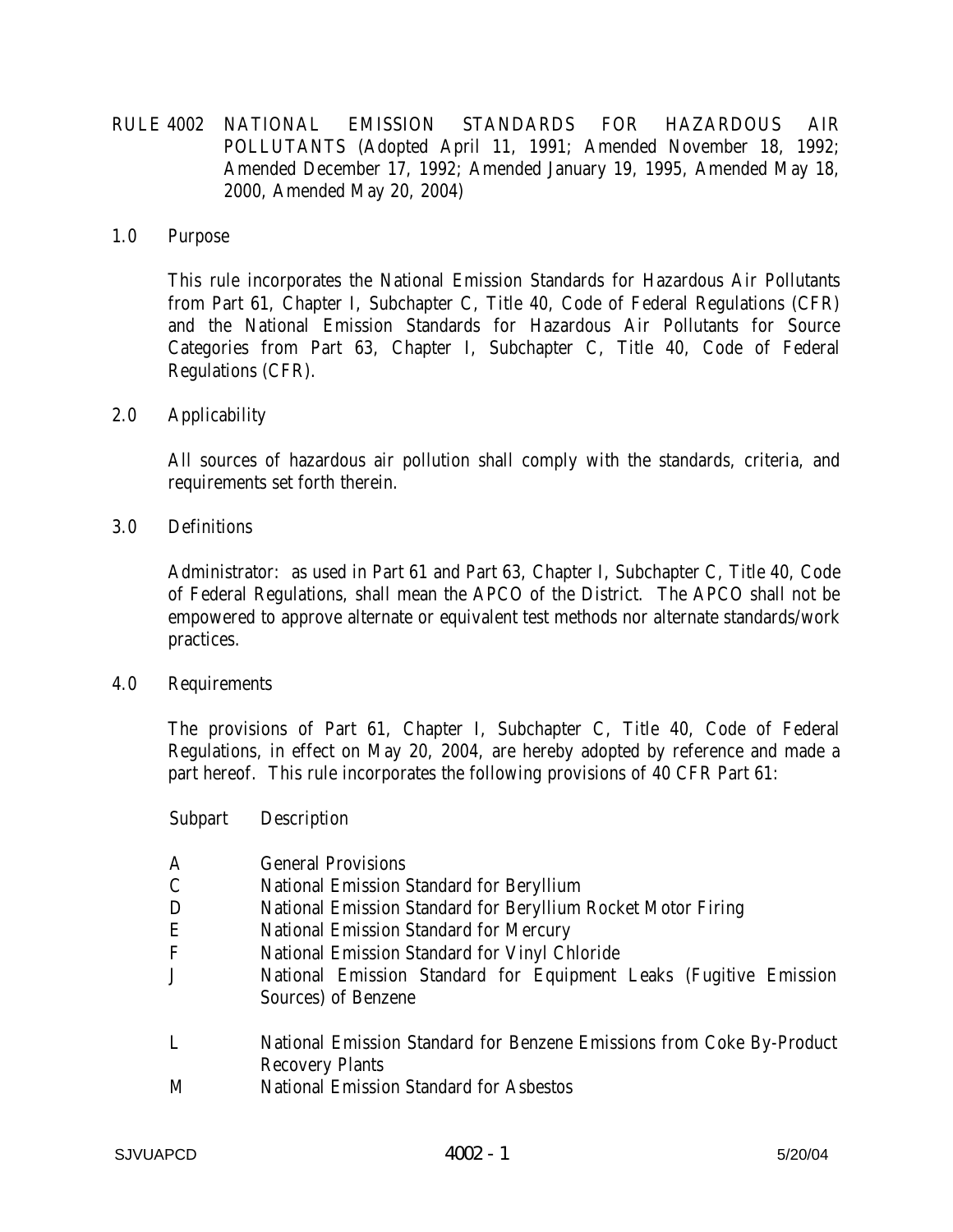# RULE 4002 NATIONAL EMISSION STANDARDS FOR HAZARDOUS AIR POLLUTANTS (Adopted April 11, 1991; Amended November 18, 1992; Amended December 17, 1992; Amended January 19, 1995, Amended May 18, 2000, Amended May 20, 2004)

## 1.0 Purpose

This rule incorporates the National Emission Standards for Hazardous Air Pollutants from Part 61, Chapter I, Subchapter C, Title 40, Code of Federal Regulations (CFR) and the National Emission Standards for Hazardous Air Pollutants for Source Categories from Part 63, Chapter I, Subchapter C, Title 40, Code of Federal Regulations (CFR).

## 2.0 Applicability

All sources of hazardous air pollution shall comply with the standards, criteria, and requirements set forth therein.

## 3.0 Definitions

Administrator: as used in Part 61 and Part 63, Chapter I, Subchapter C, Title 40, Code of Federal Regulations, shall mean the APCO of the District. The APCO shall not be empowered to approve alternate or equivalent test methods nor alternate standards/work practices.

## 4.0 Requirements

The provisions of Part 61, Chapter I, Subchapter C, Title 40, Code of Federal Regulations, in effect on May 20, 2004, are hereby adopted by reference and made a part hereof. This rule incorporates the following provisions of 40 CFR Part 61:

| Subpart | Description |
|---|---|
| A | General Provisions |
| C | National Emission Standard for Beryllium |
| D | National Emission Standard for Beryllium Rocket Motor Firing |
| E | National Emission Standard for Mercury |
| F | National Emission Standard for Vinyl Chloride |
| J | National Emission Standard for Equipment Leaks (Fugitive Emission Sources) of Benzene |
| L | National Emission Standard for Benzene Emissions from Coke By-Product Recovery Plants |
| M | National Emission Standard for Asbestos |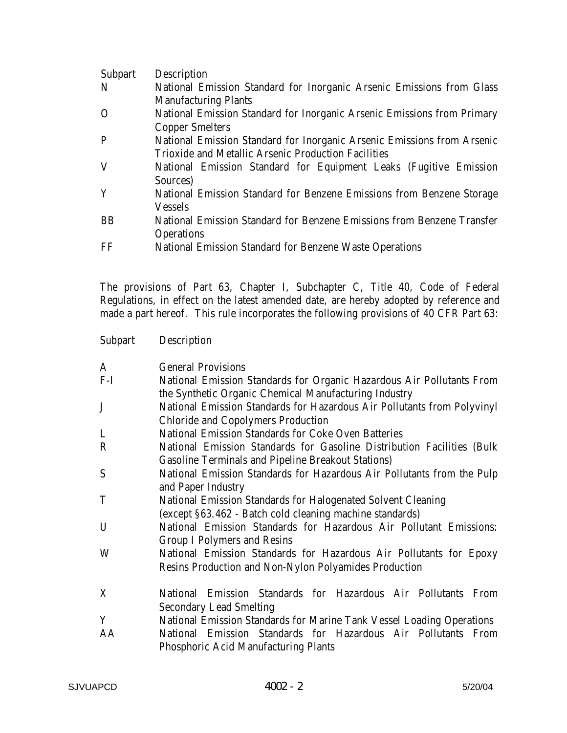| Subpart | Description |
|---|---|
| N | National Emission Standard for Inorganic Arsenic Emissions from Glass Manufacturing Plants |
| O | National Emission Standard for Inorganic Arsenic Emissions from Primary Copper Smelters |
| P | National Emission Standard for Inorganic Arsenic Emissions from Arsenic Trioxide and Metallic Arsenic Production Facilities |
| V | National Emission Standard for Equipment Leaks (Fugitive Emission Sources) |
| Y | National Emission Standard for Benzene Emissions from Benzene Storage Vessels |
| BB | National Emission Standard for Benzene Emissions from Benzene Transfer Operations |
| FF | National Emission Standard for Benzene Waste Operations |

The provisions of Part 63, Chapter I, Subchapter C, Title 40, Code of Federal Regulations, in effect on the latest amended date, are hereby adopted by reference and made a part hereof. This rule incorporates the following provisions of 40 CFR Part 63:

| Subpart | Description |
|---|---|
| A | General Provisions |
| F-I | National Emission Standards for Organic Hazardous Air Pollutants From the Synthetic Organic Chemical Manufacturing Industry |
| J | National Emission Standards for Hazardous Air Pollutants from Polyvinyl Chloride and Copolymers Production |
| L | National Emission Standards for Coke Oven Batteries |
| R | National Emission Standards for Gasoline Distribution Facilities (Bulk Gasoline Terminals and Pipeline Breakout Stations) |
| S | National Emission Standards for Hazardous Air Pollutants from the Pulp and Paper Industry |
| T | National Emission Standards for Halogenated Solvent Cleaning (except §63.462 - Batch cold cleaning machine standards) |
| U | National Emission Standards for Hazardous Air Pollutant Emissions: Group I Polymers and Resins |
| W | National Emission Standards for Hazardous Air Pollutants for Epoxy Resins Production and Non-Nylon Polyamides Production |
| X | National Emission Standards for Hazardous Air Pollutants From Secondary Lead Smelting |
| Y | National Emission Standards for Marine Tank Vessel Loading Operations |
| AA | National Emission Standards for Hazardous Air Pollutants From Phosphoric Acid Manufacturing Plants |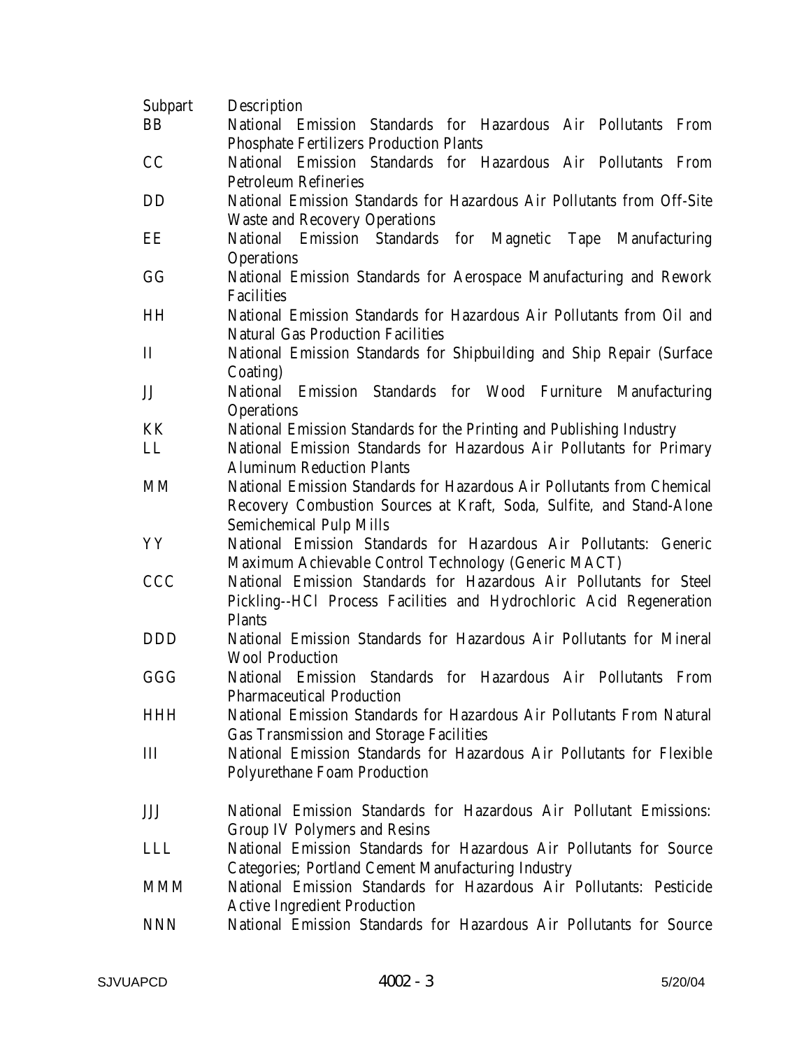| Subpart | Description |
|---|---|
| BB | National Emission Standards for Hazardous Air Pollutants From Phosphate Fertilizers Production Plants |
| CC | National Emission Standards for Hazardous Air Pollutants From Petroleum Refineries |
| DD | National Emission Standards for Hazardous Air Pollutants from Off-Site Waste and Recovery Operations |
| EE | National Emission Standards for Magnetic Tape Manufacturing Operations |
| GG | National Emission Standards for Aerospace Manufacturing and Rework Facilities |
| HH | National Emission Standards for Hazardous Air Pollutants from Oil and Natural Gas Production Facilities |
| II | National Emission Standards for Shipbuilding and Ship Repair (Surface Coating) |
| JJ | National Emission Standards for Wood Furniture Manufacturing Operations |
| KK | National Emission Standards for the Printing and Publishing Industry |
| LL | National Emission Standards for Hazardous Air Pollutants for Primary Aluminum Reduction Plants |
| MM | National Emission Standards for Hazardous Air Pollutants from Chemical Recovery Combustion Sources at Kraft, Soda, Sulfite, and Stand-Alone Semichemical Pulp Mills |
| YY | National Emission Standards for Hazardous Air Pollutants: Generic Maximum Achievable Control Technology (Generic MACT) |
| CCC | National Emission Standards for Hazardous Air Pollutants for Steel Pickling--HCl Process Facilities and Hydrochloric Acid Regeneration Plants |
| DDD | National Emission Standards for Hazardous Air Pollutants for Mineral Wool Production |
| GGG | National Emission Standards for Hazardous Air Pollutants From Pharmaceutical Production |
| HHH | National Emission Standards for Hazardous Air Pollutants From Natural Gas Transmission and Storage Facilities |
| III | National Emission Standards for Hazardous Air Pollutants for Flexible Polyurethane Foam Production |
| JJJ | National Emission Standards for Hazardous Air Pollutant Emissions: Group IV Polymers and Resins |
| LLL | National Emission Standards for Hazardous Air Pollutants for Source Categories; Portland Cement Manufacturing Industry |
| MMM | National Emission Standards for Hazardous Air Pollutants: Pesticide Active Ingredient Production |
| NNN | National Emission Standards for Hazardous Air Pollutants for Source |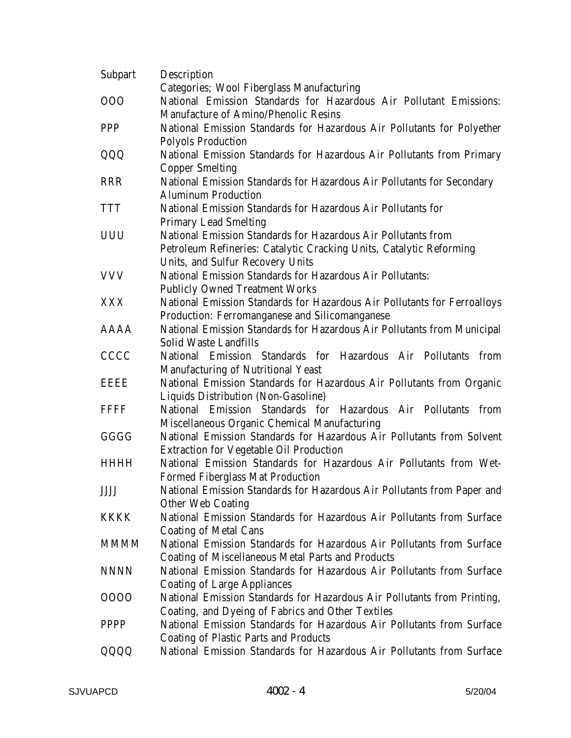| Subpart | Description |
|---|---|
| | Categories; Wool Fiberglass Manufacturing |
| OOO | National Emission Standards for Hazardous Air Pollutant Emissions: Manufacture of Amino/Phenolic Resins |
| PPP | National Emission Standards for Hazardous Air Pollutants for Polyether Polyols Production |
| QQQ | National Emission Standards for Hazardous Air Pollutants from Primary Copper Smelting |
| RRR | National Emission Standards for Hazardous Air Pollutants for Secondary Aluminum Production |
| TTT | National Emission Standards for Hazardous Air Pollutants for Primary Lead Smelting |
| UUU | National Emission Standards for Hazardous Air Pollutants from Petroleum Refineries: Catalytic Cracking Units, Catalytic Reforming Units, and Sulfur Recovery Units |
| VVV | National Emission Standards for Hazardous Air Pollutants: Publicly Owned Treatment Works |
| XXX | National Emission Standards for Hazardous Air Pollutants for Ferroalloys Production: Ferromanganese and Silicomanganese |
| AAAA | National Emission Standards for Hazardous Air Pollutants from Municipal Solid Waste Landfills |
| CCCC | National Emission Standards for Hazardous Air Pollutants from Manufacturing of Nutritional Yeast |
| EEEE | National Emission Standards for Hazardous Air Pollutants from Organic Liquids Distribution (Non-Gasoline) |
| FFFF | National Emission Standards for Hazardous Air Pollutants from Miscellaneous Organic Chemical Manufacturing |
| GGGG | National Emission Standards for Hazardous Air Pollutants from Solvent Extraction for Vegetable Oil Production |
| HHHH | National Emission Standards for Hazardous Air Pollutants from Wet-Formed Fiberglass Mat Production |
| JJJJ | National Emission Standards for Hazardous Air Pollutants from Paper and Other Web Coating |
| KKKK | National Emission Standards for Hazardous Air Pollutants from Surface Coating of Metal Cans |
| MMMM | National Emission Standards for Hazardous Air Pollutants from Surface Coating of Miscellaneous Metal Parts and Products |
| NNNN | National Emission Standards for Hazardous Air Pollutants from Surface Coating of Large Appliances |
| OOOO | National Emission Standards for Hazardous Air Pollutants from Printing, Coating, and Dyeing of Fabrics and Other Textiles |
| PPPP | National Emission Standards for Hazardous Air Pollutants from Surface Coating of Plastic Parts and Products |
| QQQQ | National Emission Standards for Hazardous Air Pollutants from Surface |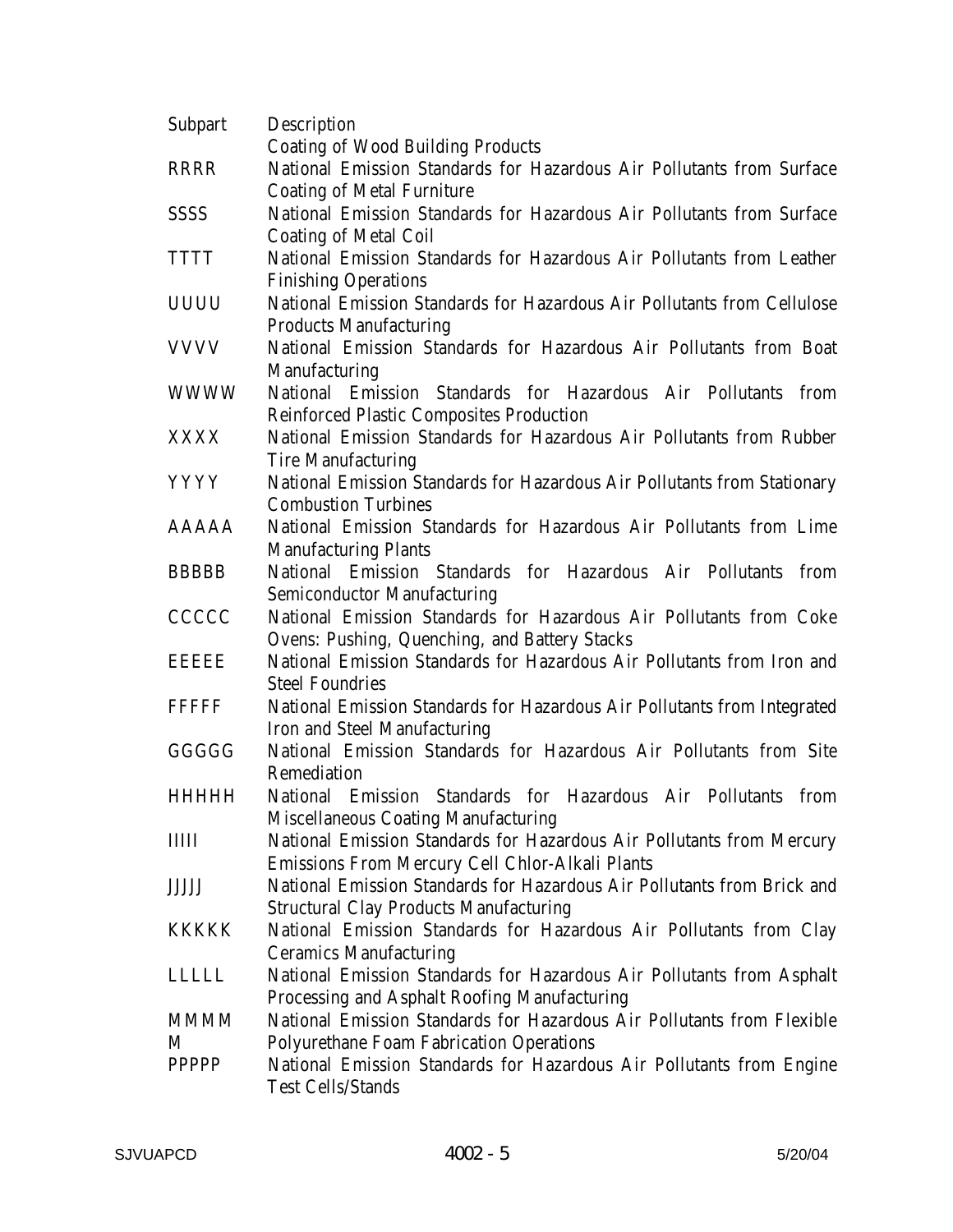| Subpart | Description |
|---|---|
| | Coating of Wood Building Products |
| RRRR | National Emission Standards for Hazardous Air Pollutants from Surface Coating of Metal Furniture |
| SSSS | National Emission Standards for Hazardous Air Pollutants from Surface Coating of Metal Coil |
| TTTT | National Emission Standards for Hazardous Air Pollutants from Leather Finishing Operations |
| UUUU | National Emission Standards for Hazardous Air Pollutants from Cellulose Products Manufacturing |
| VVVV | National Emission Standards for Hazardous Air Pollutants from Boat Manufacturing |
| WWWW | National Emission Standards for Hazardous Air Pollutants from Reinforced Plastic Composites Production |
| XXXX | National Emission Standards for Hazardous Air Pollutants from Rubber Tire Manufacturing |
| YYYY | National Emission Standards for Hazardous Air Pollutants from Stationary Combustion Turbines |
| AAAAA | National Emission Standards for Hazardous Air Pollutants from Lime Manufacturing Plants |
| BBBBB | National Emission Standards for Hazardous Air Pollutants from Semiconductor Manufacturing |
| CCCCC | National Emission Standards for Hazardous Air Pollutants from Coke Ovens: Pushing, Quenching, and Battery Stacks |
| EEEEE | National Emission Standards for Hazardous Air Pollutants from Iron and Steel Foundries |
| FFFFF | National Emission Standards for Hazardous Air Pollutants from Integrated Iron and Steel Manufacturing |
| GGGGG | National Emission Standards for Hazardous Air Pollutants from Site Remediation |
| HHHHH | National Emission Standards for Hazardous Air Pollutants from Miscellaneous Coating Manufacturing |
| IIIII | National Emission Standards for Hazardous Air Pollutants from Mercury Emissions From Mercury Cell Chlor-Alkali Plants |
| JJJJJ | National Emission Standards for Hazardous Air Pollutants from Brick and Structural Clay Products Manufacturing |
| KKKKK | National Emission Standards for Hazardous Air Pollutants from Clay Ceramics Manufacturing |
| LLLLL | National Emission Standards for Hazardous Air Pollutants from Asphalt Processing and Asphalt Roofing Manufacturing |
| MMMMM | National Emission Standards for Hazardous Air Pollutants from Flexible Polyurethane Foam Fabrication Operations |
| PPPPP | National Emission Standards for Hazardous Air Pollutants from Engine Test Cells/Stands |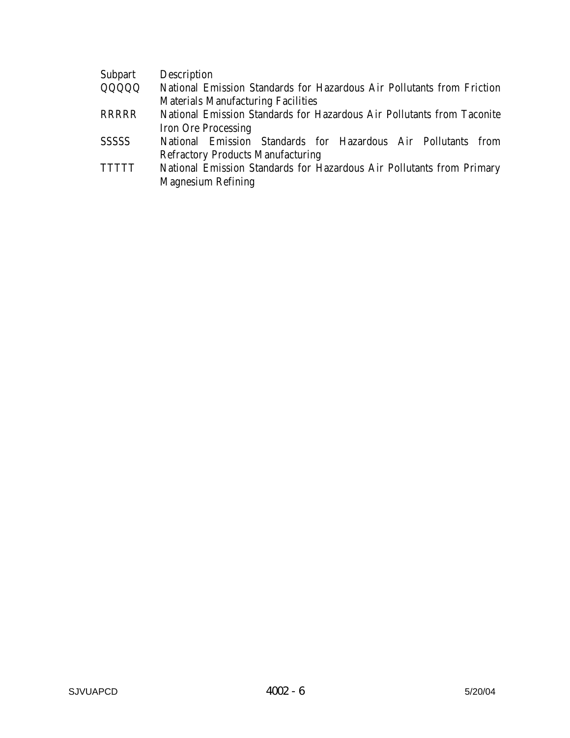| Subpart | Description |
| --- | --- |
| QQQQQ | National Emission Standards for Hazardous Air Pollutants from Friction Materials Manufacturing Facilities |
| RRRRR | National Emission Standards for Hazardous Air Pollutants from Taconite Iron Ore Processing |
| SSSSS | National Emission Standards for Hazardous Air Pollutants from Refractory Products Manufacturing |
| TTTTT | National Emission Standards for Hazardous Air Pollutants from Primary Magnesium Refining |